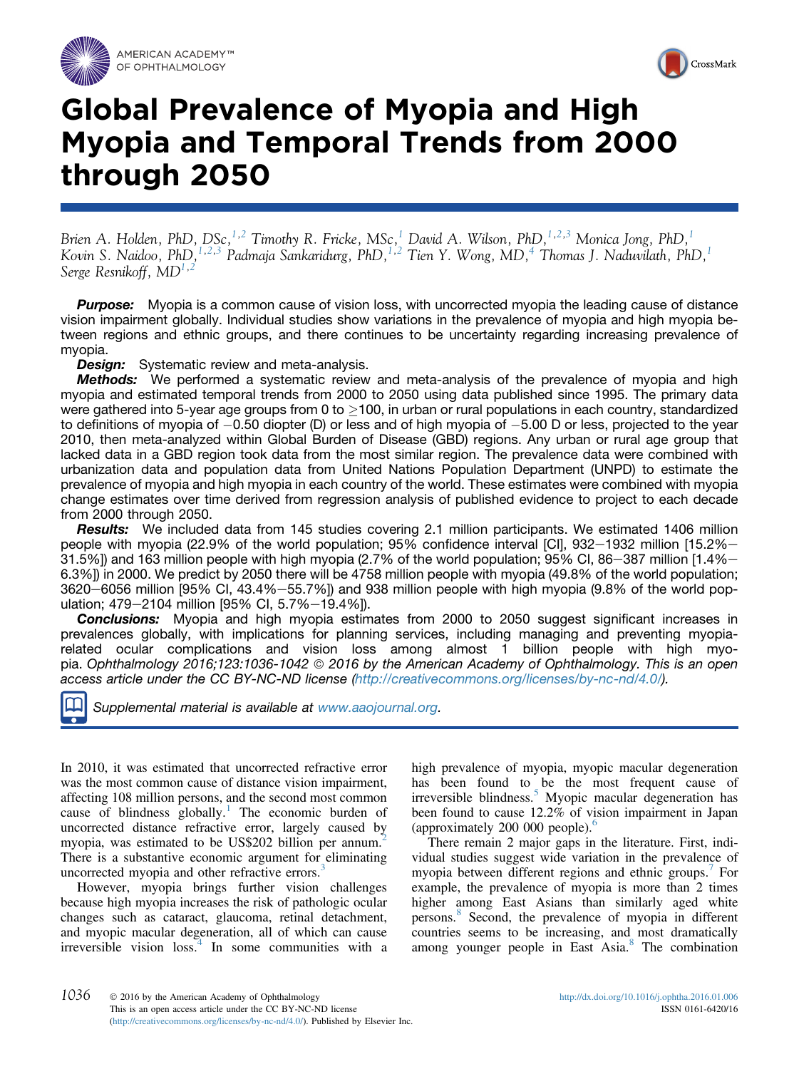# Global Prevalence of Myopia and High Myopia and Temporal Trends from 2000 through 2050

*Brien A. Holden, PhD, DSc,[1,2] Timothy R. Fricke, MSc,[1] David A. Wilson, PhD,[1,2,3] Monica Jong, PhD,[1] Kovin S. Naidoo, PhD,[1,2,3] Padmaja Sankaridurg, PhD,[1,2] Tien Y. Wong, MD,[4] Thomas J. Naduvilath, PhD,[1] Serge Resnikoff, MD[1,2]*

***Purpose:*** Myopia is a common cause of vision loss, with uncorrected myopia the leading cause of distance vision impairment globally. Individual studies show variations in the prevalence of myopia and high myopia between regions and ethnic groups, and there continues to be uncertainty regarding increasing prevalence of myopia.

***Design:*** Systematic review and meta-analysis.

***Methods:*** We performed a systematic review and meta-analysis of the prevalence of myopia and high myopia and estimated temporal trends from 2000 to 2050 using data published since 1995. The primary data were gathered into 5-year age groups from 0 to ≥100, in urban or rural populations in each country, standardized to definitions of myopia of −0.50 diopter (D) or less and of high myopia of −5.00 D or less, projected to the year 2010, then meta-analyzed within Global Burden of Disease (GBD) regions. Any urban or rural age group that lacked data in a GBD region took data from the most similar region. The prevalence data were combined with urbanization data and population data from United Nations Population Department (UNPD) to estimate the prevalence of myopia and high myopia in each country of the world. These estimates were combined with myopia change estimates over time derived from regression analysis of published evidence to project to each decade from 2000 through 2050.

***Results:*** We included data from 145 studies covering 2.1 million participants. We estimated 1406 million people with myopia (22.9% of the world population; 95% confidence interval [CI], 932−1932 million [15.2%−31.5%]) and 163 million people with high myopia (2.7% of the world population; 95% CI, 86−387 million [1.4%−6.3%]) in 2000. We predict by 2050 there will be 4758 million people with myopia (49.8% of the world population; 3620−6056 million [95% CI, 43.4%−55.7%]) and 938 million people with high myopia (9.8% of the world population; 479−2104 million [95% CI, 5.7%−19.4%]).

***Conclusions:*** Myopia and high myopia estimates from 2000 to 2050 suggest significant increases in prevalences globally, with implications for planning services, including managing and preventing myopia-related ocular complications and vision loss among almost 1 billion people with high myopia. *Ophthalmology 2016;123:1036-1042 © 2016 by the American Academy of Ophthalmology. This is an open access article under the CC BY-NC-ND license (http://creativecommons.org/licenses/by-nc-nd/4.0/).*

*Supplemental material is available at www.aaojournal.org.*

In 2010, it was estimated that uncorrected refractive error was the most common cause of distance vision impairment, affecting 108 million persons, and the second most common cause of blindness globally.[1] The economic burden of uncorrected distance refractive error, largely caused by myopia, was estimated to be US$202 billion per annum.[2] There is a substantive economic argument for eliminating uncorrected myopia and other refractive errors.[3]

However, myopia brings further vision challenges because high myopia increases the risk of pathologic ocular changes such as cataract, glaucoma, retinal detachment, and myopic macular degeneration, all of which can cause irreversible vision loss.[4] In some communities with a high prevalence of myopia, myopic macular degeneration has been found to be the most frequent cause of irreversible blindness.[5] Myopic macular degeneration has been found to cause 12.2% of vision impairment in Japan (approximately 200 000 people).[6]

There remain 2 major gaps in the literature. First, individual studies suggest wide variation in the prevalence of myopia between different regions and ethnic groups.[7] For example, the prevalence of myopia is more than 2 times higher among East Asians than similarly aged white persons.[8] Second, the prevalence of myopia in different countries seems to be increasing, and most dramatically among younger people in East Asia.[8] The combination

© 2016 by the American Academy of Ophthalmology
This is an open access article under the CC BY-NC-ND license (http://creativecommons.org/licenses/by-nc-nd/4.0/). Published by Elsevier Inc.

http://dx.doi.org/10.1016/j.ophtha.2016.01.006
ISSN 0161-6420/16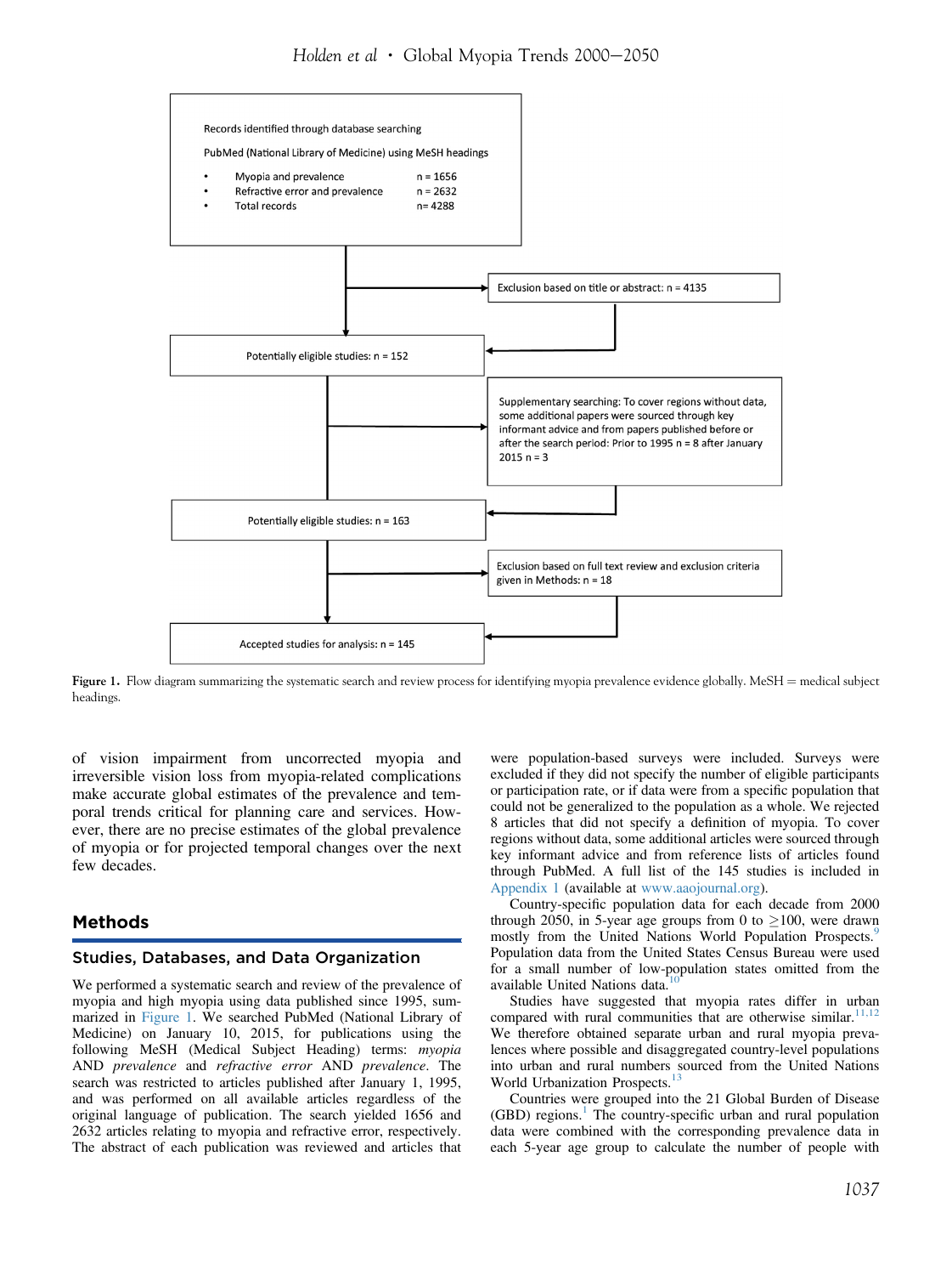Records identified through database searching

PubMed (National Library of Medicine) using MeSH headings

- Myopia and prevalence n = 1656
- Refractive error and prevalence n = 2632
- Total records n= 4288

Exclusion based on title or abstract: n = 4135

Potentially eligible studies: n = 152

Supplementary searching: To cover regions without data, some additional papers were sourced through key informant advice and from papers published before or after the search period: Prior to 1995 n = 8 after January 2015 n = 3

Potentially eligible studies: n = 163

Exclusion based on full text review and exclusion criteria given in Methods: n = 18

Accepted studies for analysis: n = 145

**Figure 1.** Flow diagram summarizing the systematic search and review process for identifying myopia prevalence evidence globally. MeSH = medical subject headings.

of vision impairment from uncorrected myopia and irreversible vision loss from myopia-related complications make accurate global estimates of the prevalence and temporal trends critical for planning care and services. However, there are no precise estimates of the global prevalence of myopia or for projected temporal changes over the next few decades.

## Methods

### Studies, Databases, and Data Organization

We performed a systematic search and review of the prevalence of myopia and high myopia using data published since 1995, summarized in Figure 1. We searched PubMed (National Library of Medicine) on January 10, 2015, for publications using the following MeSH (Medical Subject Heading) terms: *myopia* AND *prevalence* and *refractive error* AND *prevalence*. The search was restricted to articles published after January 1, 1995, and was performed on all available articles regardless of the original language of publication. The search yielded 1656 and 2632 articles relating to myopia and refractive error, respectively. The abstract of each publication was reviewed and articles that were population-based surveys were included. Surveys were excluded if they did not specify the number of eligible participants or participation rate, or if data were from a specific population that could not be generalized to the population as a whole. We rejected 8 articles that did not specify a definition of myopia. To cover regions without data, some additional articles were sourced through key informant advice and from reference lists of articles found through PubMed. A full list of the 145 studies is included in Appendix 1 (available at www.aaojournal.org).

Country-specific population data for each decade from 2000 through 2050, in 5-year age groups from 0 to $\geq$100, were drawn mostly from the United Nations World Population Prospects.[9] Population data from the United States Census Bureau were used for a small number of low-population states omitted from the available United Nations data.[10]

Studies have suggested that myopia rates differ in urban compared with rural communities that are otherwise similar.[11,12] We therefore obtained separate urban and rural myopia prevalences where possible and disaggregated country-level populations into urban and rural numbers sourced from the United Nations World Urbanization Prospects.[13]

Countries were grouped into the 21 Global Burden of Disease (GBD) regions.[1] The country-specific urban and rural population data were combined with the corresponding prevalence data in each 5-year age group to calculate the number of people with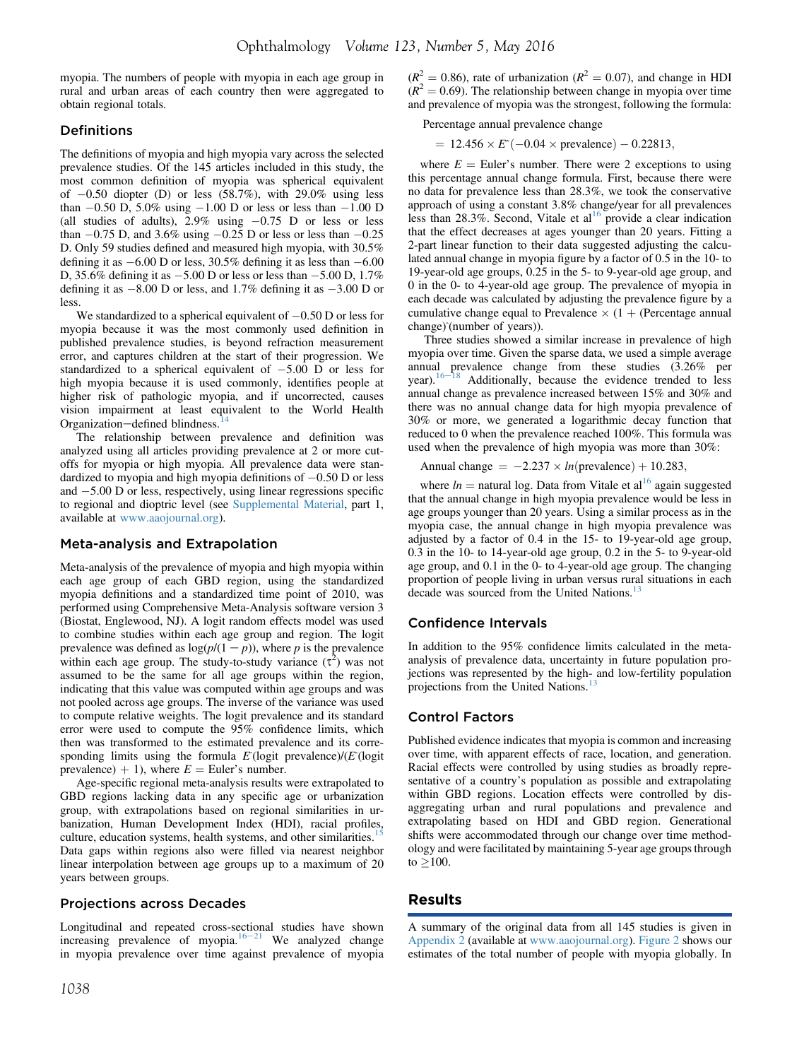myopia. The numbers of people with myopia in each age group in rural and urban areas of each country then were aggregated to obtain regional totals.

## Definitions

The definitions of myopia and high myopia vary across the selected prevalence studies. Of the 145 articles included in this study, the most common definition of myopia was spherical equivalent of −0.50 diopter (D) or less (58.7%), with 29.0% using less than −0.50 D, 5.0% using −1.00 D or less or less than −1.00 D (all studies of adults), 2.9% using −0.75 D or less or less than −0.75 D, and 3.6% using −0.25 D or less or less than −0.25 D. Only 59 studies defined and measured high myopia, with 30.5% defining it as −6.00 D or less, 30.5% defining it as less than −6.00 D, 35.6% defining it as −5.00 D or less or less than −5.00 D, 1.7% defining it as −8.00 D or less, and 1.7% defining it as −3.00 D or less.

We standardized to a spherical equivalent of −0.50 D or less for myopia because it was the most commonly used definition in published prevalence studies, is beyond refraction measurement error, and captures children at the start of their progression. We standardized to a spherical equivalent of −5.00 D or less for high myopia because it is used commonly, identifies people at higher risk of pathologic myopia, and if uncorrected, causes vision impairment at least equivalent to the World Health Organization−defined blindness.[14]

The relationship between prevalence and definition was analyzed using all articles providing prevalence at 2 or more cutoffs for myopia or high myopia. All prevalence data were standardized to myopia and high myopia definitions of −0.50 D or less and −5.00 D or less, respectively, using linear regressions specific to regional and dioptric level (see Supplemental Material, part 1, available at www.aaojournal.org).

## Meta-analysis and Extrapolation

Meta-analysis of the prevalence of myopia and high myopia within each age group of each GBD region, using the standardized myopia definitions and a standardized time point of 2010, was performed using Comprehensive Meta-Analysis software version 3 (Biostat, Englewood, NJ). A logit random effects model was used to combine studies within each age group and region. The logit prevalence was defined as $\log(p/(1-p))$, where $p$ is the prevalence within each age group. The study-to-study variance ($\tau^2$) was not assumed to be the same for all age groups within the region, indicating that this value was computed within age groups and was not pooled across age groups. The inverse of the variance was used to compute relative weights. The logit prevalence and its standard error were used to compute the 95% confidence limits, which then was transformed to the estimated prevalence and its corresponding limits using the formula $E\hat{}(\text{logit prevalence})/(E\hat{}(\text{logit prevalence}) + 1)$, where $E$ = Euler's number.

Age-specific regional meta-analysis results were extrapolated to GBD regions lacking data in any specific age or urbanization group, with extrapolations based on regional similarities in urbanization, Human Development Index (HDI), racial profiles, culture, education systems, health systems, and other similarities.[15] Data gaps within regions also were filled via nearest neighbor linear interpolation between age groups up to a maximum of 20 years between groups.

## Projections across Decades

Longitudinal and repeated cross-sectional studies have shown increasing prevalence of myopia.[16−21] We analyzed change in myopia prevalence over time against prevalence of myopia ($R^2 = 0.86$), rate of urbanization ($R^2 = 0.07$), and change in HDI ($R^2 = 0.69$). The relationship between change in myopia over time and prevalence of myopia was the strongest, following the formula:

$$\text{Percentage annual prevalence change} = 12.456 \times E\hat{}(-0.04 \times \text{prevalence}) - 0.22813,$$

where $E$ = Euler's number. There were 2 exceptions to using this percentage annual change formula. First, because there were no data for prevalence less than 28.3%, we took the conservative approach of using a constant 3.8% change/year for all prevalences less than 28.3%. Second, Vitale et al[16] provide a clear indication that the effect decreases at ages younger than 20 years. Fitting a 2-part linear function to their data suggested adjusting the calculated annual change in myopia figure by a factor of 0.5 in the 10- to 19-year-old age groups, 0.25 in the 5- to 9-year-old age group, and 0 in the 0- to 4-year-old age group. The prevalence of myopia in each decade was calculated by adjusting the prevalence figure by a cumulative change equal to Prevalence × (1 + (Percentage annual change)ˆ(number of years)).

Three studies showed a similar increase in prevalence of high myopia over time. Given the sparse data, we used a simple average annual prevalence change from these studies (3.26% per year).[16−18] Additionally, because the evidence trended to less annual change as prevalence increased between 15% and 30% and there was no annual change data for high myopia prevalence of 30% or more, we generated a logarithmic decay function that reduced to 0 when the prevalence reached 100%. This formula was used when the prevalence of high myopia was more than 30%:

$$\text{Annual change} = -2.237 \times \ln(\text{prevalence}) + 10.283,$$

where $\ln$ = natural log. Data from Vitale et al[16] again suggested that the annual change in high myopia prevalence would be less in age groups younger than 20 years. Using a similar process as in the myopia case, the annual change in high myopia prevalence was adjusted by a factor of 0.4 in the 15- to 19-year-old age group, 0.3 in the 10- to 14-year-old age group, 0.2 in the 5- to 9-year-old age group, and 0.1 in the 0- to 4-year-old age group. The changing proportion of people living in urban versus rural situations in each decade was sourced from the United Nations.[13]

## Confidence Intervals

In addition to the 95% confidence limits calculated in the meta-analysis of prevalence data, uncertainty in future population projections was represented by the high- and low-fertility population projections from the United Nations.[13]

## Control Factors

Published evidence indicates that myopia is common and increasing over time, with apparent effects of race, location, and generation. Racial effects were controlled by using studies as broadly representative of a country's population as possible and extrapolating within GBD regions. Location effects were controlled by disaggregating urban and rural populations and prevalence and extrapolating based on HDI and GBD region. Generational shifts were accommodated through our change over time methodology and were facilitated by maintaining 5-year age groups through to ≥100.

# Results

A summary of the original data from all 145 studies is given in Appendix 2 (available at www.aaojournal.org). Figure 2 shows our estimates of the total number of people with myopia globally. In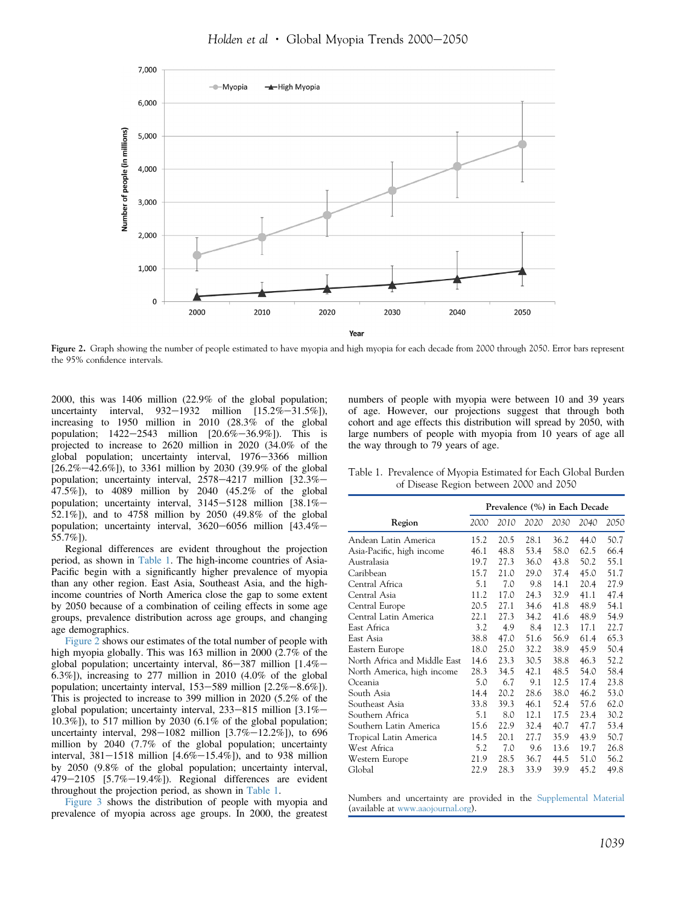Figure 2. Graph showing the number of people estimated to have myopia and high myopia for each decade from 2000 through 2050. Error bars represent the 95% confidence intervals.

2000, this was 1406 million (22.9% of the global population; uncertainty interval, 932–1932 million [15.2%–31.5%]), increasing to 1950 million in 2010 (28.3% of the global population; 1422–2543 million [20.6%–36.9%]). This is projected to increase to 2620 million in 2020 (34.0% of the global population; uncertainty interval, 1976–3366 million [26.2%–42.6%]), to 3361 million by 2030 (39.9% of the global population; uncertainty interval, 2578–4217 million [32.3%–47.5%]), to 4089 million by 2040 (45.2% of the global population; uncertainty interval, 3145–5128 million [38.1%–52.1%]), and to 4758 million by 2050 (49.8% of the global population; uncertainty interval, 3620–6056 million [43.4%–55.7%]).

Regional differences are evident throughout the projection period, as shown in Table 1. The high-income countries of Asia-Pacific begin with a significantly higher prevalence of myopia than any other region. East Asia, Southeast Asia, and the high-income countries of North America close the gap to some extent by 2050 because of a combination of ceiling effects in some age groups, prevalence distribution across age groups, and changing age demographics.

Figure 2 shows our estimates of the total number of people with high myopia globally. This was 163 million in 2000 (2.7% of the global population; uncertainty interval, 86–387 million [1.4%–6.3%]), increasing to 277 million in 2010 (4.0% of the global population; uncertainty interval, 153–589 million [2.2%–8.6%]). This is projected to increase to 399 million in 2020 (5.2% of the global population; uncertainty interval, 233–815 million [3.1%–10.3%]), to 517 million by 2030 (6.1% of the global population; uncertainty interval, 298–1082 million [3.7%–12.2%]), to 696 million by 2040 (7.7% of the global population; uncertainty interval, 381–1518 million [4.6%–15.4%]), and to 938 million by 2050 (9.8% of the global population; uncertainty interval, 479–2105 [5.7%–19.4%]). Regional differences are evident throughout the projection period, as shown in Table 1.

Figure 3 shows the distribution of people with myopia and prevalence of myopia across age groups. In 2000, the greatest numbers of people with myopia were between 10 and 39 years of age. However, our projections suggest that through both cohort and age effects this distribution will spread by 2050, with large numbers of people with myopia from 10 years of age all the way through to 79 years of age.

Table 1. Prevalence of Myopia Estimated for Each Global Burden of Disease Region between 2000 and 2050

| Region | Prevalence (%) in Each Decade | | | | | |
|---|---|---|---|---|---|---|
| | 2000 | 2010 | 2020 | 2030 | 2040 | 2050 |
| Andean Latin America | 15.2 | 20.5 | 28.1 | 36.2 | 44.0 | 50.7 |
| Asia-Pacific, high income | 46.1 | 48.8 | 53.4 | 58.0 | 62.5 | 66.4 |
| Australasia | 19.7 | 27.3 | 36.0 | 43.8 | 50.2 | 55.1 |
| Caribbean | 15.7 | 21.0 | 29.0 | 37.4 | 45.0 | 51.7 |
| Central Africa | 5.1 | 7.0 | 9.8 | 14.1 | 20.4 | 27.9 |
| Central Asia | 11.2 | 17.0 | 24.3 | 32.9 | 41.1 | 47.4 |
| Central Europe | 20.5 | 27.1 | 34.6 | 41.8 | 48.9 | 54.1 |
| Central Latin America | 22.1 | 27.3 | 34.2 | 41.6 | 48.9 | 54.9 |
| East Africa | 3.2 | 4.9 | 8.4 | 12.3 | 17.1 | 22.7 |
| East Asia | 38.8 | 47.0 | 51.6 | 56.9 | 61.4 | 65.3 |
| Eastern Europe | 18.0 | 25.0 | 32.2 | 38.9 | 45.9 | 50.4 |
| North Africa and Middle East | 14.6 | 23.3 | 30.5 | 38.8 | 46.3 | 52.2 |
| North America, high income | 28.3 | 34.5 | 42.1 | 48.5 | 54.0 | 58.4 |
| Oceania | 5.0 | 6.7 | 9.1 | 12.5 | 17.4 | 23.8 |
| South Asia | 14.4 | 20.2 | 28.6 | 38.0 | 46.2 | 53.0 |
| Southeast Asia | 33.8 | 39.3 | 46.1 | 52.4 | 57.6 | 62.0 |
| Southern Africa | 5.1 | 8.0 | 12.1 | 17.5 | 23.4 | 30.2 |
| Southern Latin America | 15.6 | 22.9 | 32.4 | 40.7 | 47.7 | 53.4 |
| Tropical Latin America | 14.5 | 20.1 | 27.7 | 35.9 | 43.9 | 50.7 |
| West Africa | 5.2 | 7.0 | 9.6 | 13.6 | 19.7 | 26.8 |
| Western Europe | 21.9 | 28.5 | 36.7 | 44.5 | 51.0 | 56.2 |
| Global | 22.9 | 28.3 | 33.9 | 39.9 | 45.2 | 49.8 |

Numbers and uncertainty are provided in the Supplemental Material (available at www.aaojournal.org).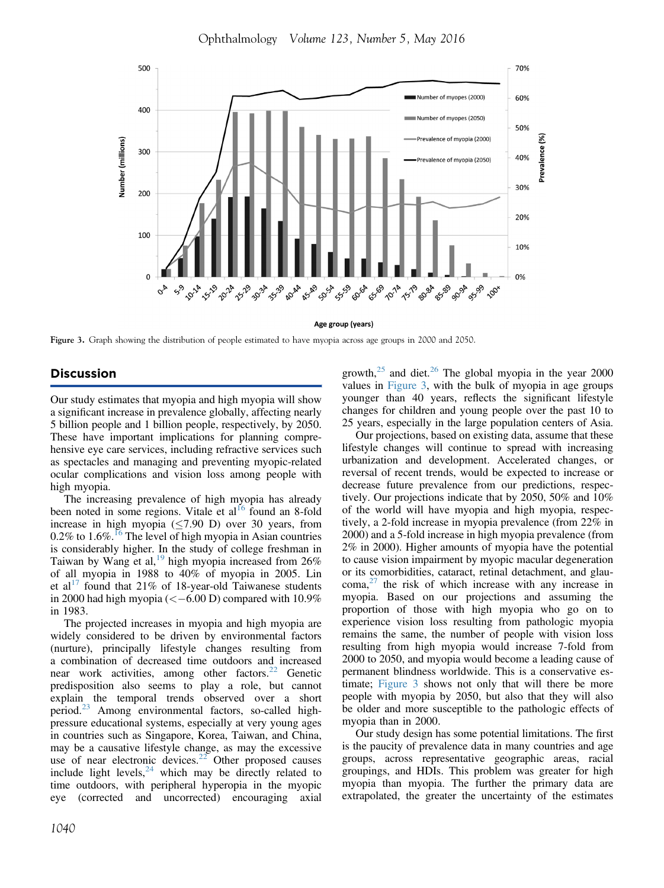Figure 3. Graph showing the distribution of people estimated to have myopia across age groups in 2000 and 2050.

## Discussion

Our study estimates that myopia and high myopia will show a significant increase in prevalence globally, affecting nearly 5 billion people and 1 billion people, respectively, by 2050. These have important implications for planning comprehensive eye care services, including refractive services such as spectacles and managing and preventing myopic-related ocular complications and vision loss among people with high myopia.

The increasing prevalence of high myopia has already been noted in some regions. Vitale et al[16] found an 8-fold increase in high myopia ($\leq$7.90 D) over 30 years, from 0.2% to 1.6%.[16] The level of high myopia in Asian countries is considerably higher. In the study of college freshman in Taiwan by Wang et al,[19] high myopia increased from 26% of all myopia in 1988 to 40% of myopia in 2005. Lin et al[17] found that 21% of 18-year-old Taiwanese students in 2000 had high myopia ($<-6.00$ D) compared with 10.9% in 1983.

The projected increases in myopia and high myopia are widely considered to be driven by environmental factors (nurture), principally lifestyle changes resulting from a combination of decreased time outdoors and increased near work activities, among other factors.[22] Genetic predisposition also seems to play a role, but cannot explain the temporal trends observed over a short period.[23] Among environmental factors, so-called high-pressure educational systems, especially at very young ages in countries such as Singapore, Korea, Taiwan, and China, may be a causative lifestyle change, as may the excessive use of near electronic devices.[22] Other proposed causes include light levels,[24] which may be directly related to time outdoors, with peripheral hyperopia in the myopic eye (corrected and uncorrected) encouraging axial growth,[25] and diet.[26] The global myopia in the year 2000 values in Figure 3, with the bulk of myopia in age groups younger than 40 years, reflects the significant lifestyle changes for children and young people over the past 10 to 25 years, especially in the large population centers of Asia.

Our projections, based on existing data, assume that these lifestyle changes will continue to spread with increasing urbanization and development. Accelerated changes, or reversal of recent trends, would be expected to increase or decrease future prevalence from our predictions, respectively. Our projections indicate that by 2050, 50% and 10% of the world will have myopia and high myopia, respectively, a 2-fold increase in myopia prevalence (from 22% in 2000) and a 5-fold increase in high myopia prevalence (from 2% in 2000). Higher amounts of myopia have the potential to cause vision impairment by myopic macular degeneration or its comorbidities, cataract, retinal detachment, and glaucoma,[27] the risk of which increase with any increase in myopia. Based on our projections and assuming the proportion of those with high myopia who go on to experience vision loss resulting from pathologic myopia remains the same, the number of people with vision loss resulting from high myopia would increase 7-fold from 2000 to 2050, and myopia would become a leading cause of permanent blindness worldwide. This is a conservative estimate; Figure 3 shows not only that will there be more people with myopia by 2050, but also that they will also be older and more susceptible to the pathologic effects of myopia than in 2000.

Our study design has some potential limitations. The first is the paucity of prevalence data in many countries and age groups, across representative geographic areas, racial groupings, and HDIs. This problem was greater for high myopia than myopia. The further the primary data are extrapolated, the greater the uncertainty of the estimates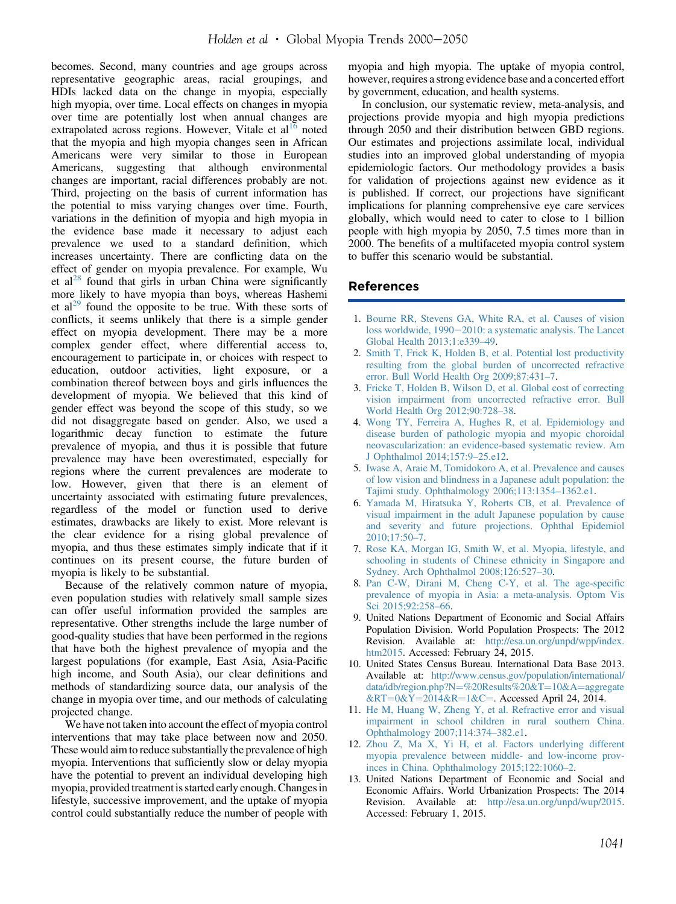becomes. Second, many countries and age groups across representative geographic areas, racial groupings, and HDIs lacked data on the change in myopia, especially high myopia, over time. Local effects on changes in myopia over time are potentially lost when annual changes are extrapolated across regions. However, Vitale et al[16] noted that the myopia and high myopia changes seen in African Americans were very similar to those in European Americans, suggesting that although environmental changes are important, racial differences probably are not. Third, projecting on the basis of current information has the potential to miss varying changes over time. Fourth, variations in the definition of myopia and high myopia in the evidence base made it necessary to adjust each prevalence we used to a standard definition, which increases uncertainty. There are conflicting data on the effect of gender on myopia prevalence. For example, Wu et al[28] found that girls in urban China were significantly more likely to have myopia than boys, whereas Hashemi et al[29] found the opposite to be true. With these sorts of conflicts, it seems unlikely that there is a simple gender effect on myopia development. There may be a more complex gender effect, where differential access to, encouragement to participate in, or choices with respect to education, outdoor activities, light exposure, or a combination thereof between boys and girls influences the development of myopia. We believed that this kind of gender effect was beyond the scope of this study, so we did not disaggregate based on gender. Also, we used a logarithmic decay function to estimate the future prevalence of myopia, and thus it is possible that future prevalence may have been overestimated, especially for regions where the current prevalences are moderate to low. However, given that there is an element of uncertainty associated with estimating future prevalences, regardless of the model or function used to derive estimates, drawbacks are likely to exist. More relevant is the clear evidence for a rising global prevalence of myopia, and thus these estimates simply indicate that if it continues on its present course, the future burden of myopia is likely to be substantial.

Because of the relatively common nature of myopia, even population studies with relatively small sample sizes can offer useful information provided the samples are representative. Other strengths include the large number of good-quality studies that have been performed in the regions that have both the highest prevalence of myopia and the largest populations (for example, East Asia, Asia-Pacific high income, and South Asia), our clear definitions and methods of standardizing source data, our analysis of the change in myopia over time, and our methods of calculating projected change.

We have not taken into account the effect of myopia control interventions that may take place between now and 2050. These would aim to reduce substantially the prevalence of high myopia. Interventions that sufficiently slow or delay myopia have the potential to prevent an individual developing high myopia, provided treatment is started early enough. Changes in lifestyle, successive improvement, and the uptake of myopia control could substantially reduce the number of people with myopia and high myopia. The uptake of myopia control, however, requires a strong evidence base and a concerted effort by government, education, and health systems.

In conclusion, our systematic review, meta-analysis, and projections provide myopia and high myopia predictions through 2050 and their distribution between GBD regions. Our estimates and projections assimilate local, individual studies into an improved global understanding of myopia epidemiologic factors. Our methodology provides a basis for validation of projections against new evidence as it is published. If correct, our projections have significant implications for planning comprehensive eye care services globally, which would need to cater to close to 1 billion people with high myopia by 2050, 7.5 times more than in 2000. The benefits of a multifaceted myopia control system to buffer this scenario would be substantial.

## References

1. Bourne RR, Stevens GA, White RA, et al. Causes of vision loss worldwide, 1990−2010: a systematic analysis. The Lancet Global Health 2013;1:e339–49.
2. Smith T, Frick K, Holden B, et al. Potential lost productivity resulting from the global burden of uncorrected refractive error. Bull World Health Org 2009;87:431–7.
3. Fricke T, Holden B, Wilson D, et al. Global cost of correcting vision impairment from uncorrected refractive error. Bull World Health Org 2012;90:728–38.
4. Wong TY, Ferreira A, Hughes R, et al. Epidemiology and disease burden of pathologic myopia and myopic choroidal neovascularization: an evidence-based systematic review. Am J Ophthalmol 2014;157:9–25.e12.
5. Iwase A, Araie M, Tomidokoro A, et al. Prevalence and causes of low vision and blindness in a Japanese adult population: the Tajimi study. Ophthalmology 2006;113:1354–1362.e1.
6. Yamada M, Hiratsuka Y, Roberts CB, et al. Prevalence of visual impairment in the adult Japanese population by cause and severity and future projections. Ophthal Epidemiol 2010;17:50–7.
7. Rose KA, Morgan IG, Smith W, et al. Myopia, lifestyle, and schooling in students of Chinese ethnicity in Singapore and Sydney. Arch Ophthalmol 2008;126:527–30.
8. Pan C-W, Dirani M, Cheng C-Y, et al. The age-specific prevalence of myopia in Asia: a meta-analysis. Optom Vis Sci 2015;92:258–66.
9. United Nations Department of Economic and Social Affairs Population Division. World Population Prospects: The 2012 Revision. Available at: http://esa.un.org/unpd/wpp/index.htm2015. Accessed: February 24, 2015.
10. United States Census Bureau. International Data Base 2013. Available at: http://www.census.gov/population/international/data/idb/region.php?N=%20Results%20&T=10&A=aggregate&RT=0&Y=2014&R=1&C=. Accessed April 24, 2014.
11. He M, Huang W, Zheng Y, et al. Refractive error and visual impairment in school children in rural southern China. Ophthalmology 2007;114:374–382.e1.
12. Zhou Z, Ma X, Yi H, et al. Factors underlying different myopia prevalence between middle- and low-income provinces in China. Ophthalmology 2015;122:1060–2.
13. United States Department of Economic and Social and Economic Affairs. World Urbanization Prospects: The 2014 Revision. Available at: http://esa.un.org/unpd/wup/2015. Accessed: February 1, 2015.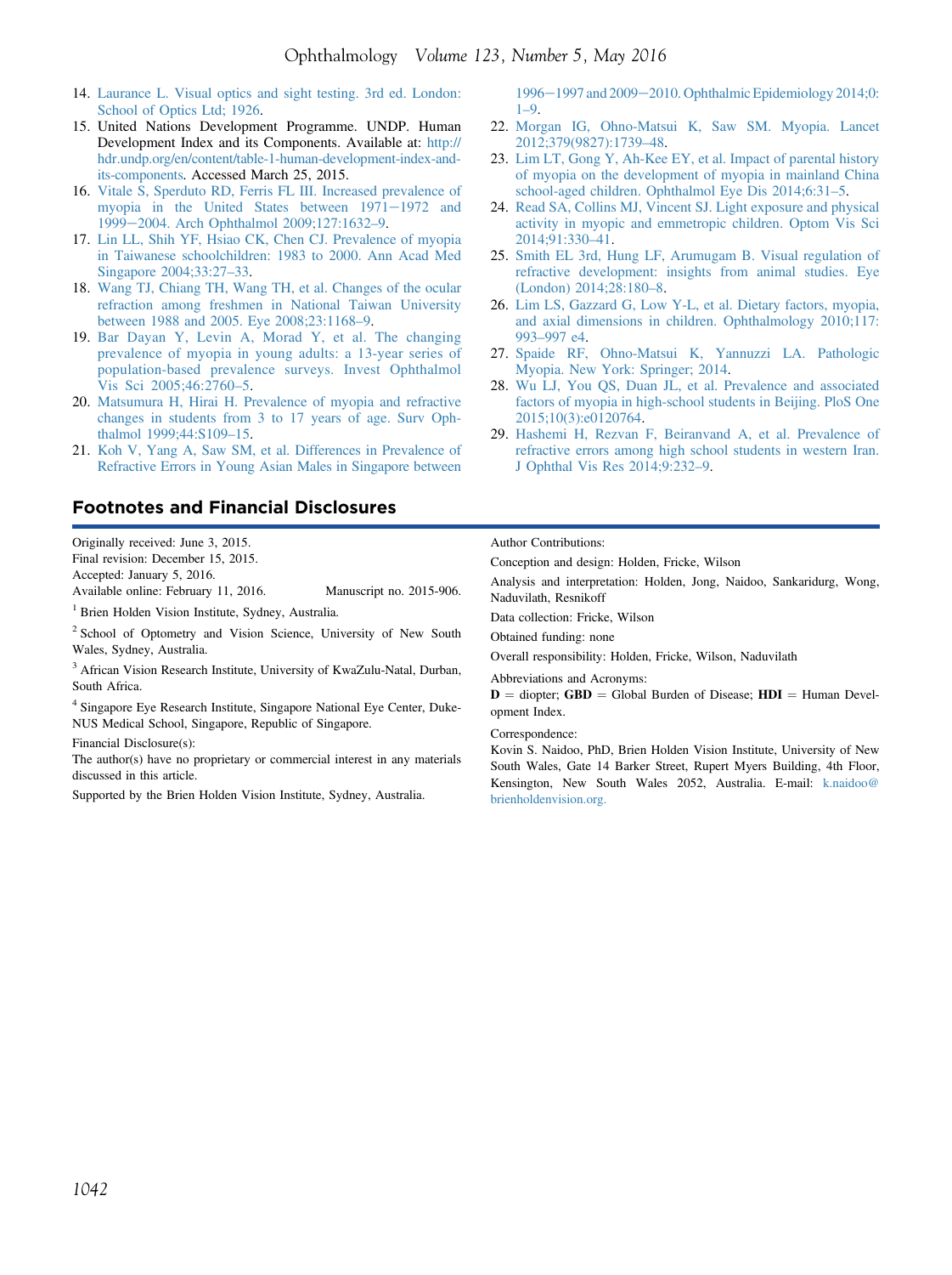14. Laurance L. Visual optics and sight testing. 3rd ed. London: School of Optics Ltd; 1926.
15. United Nations Development Programme. UNDP. Human Development Index and its Components. Available at: http://hdr.undp.org/en/content/table-1-human-development-index-and-its-components. Accessed March 25, 2015.
16. Vitale S, Sperduto RD, Ferris FL III. Increased prevalence of myopia in the United States between 1971−1972 and 1999−2004. Arch Ophthalmol 2009;127:1632–9.
17. Lin LL, Shih YF, Hsiao CK, Chen CJ. Prevalence of myopia in Taiwanese schoolchildren: 1983 to 2000. Ann Acad Med Singapore 2004;33:27–33.
18. Wang TJ, Chiang TH, Wang TH, et al. Changes of the ocular refraction among freshmen in National Taiwan University between 1988 and 2005. Eye 2008;23:1168–9.
19. Bar Dayan Y, Levin A, Morad Y, et al. The changing prevalence of myopia in young adults: a 13-year series of population-based prevalence surveys. Invest Ophthalmol Vis Sci 2005;46:2760–5.
20. Matsumura H, Hirai H. Prevalence of myopia and refractive changes in students from 3 to 17 years of age. Surv Ophthalmol 1999;44:S109–15.
21. Koh V, Yang A, Saw SM, et al. Differences in Prevalence of Refractive Errors in Young Asian Males in Singapore between 1996−1997 and 2009−2010. Ophthalmic Epidemiology 2014;0:1–9.
22. Morgan IG, Ohno-Matsui K, Saw SM. Myopia. Lancet 2012;379(9827):1739–48.
23. Lim LT, Gong Y, Ah-Kee EY, et al. Impact of parental history of myopia on the development of myopia in mainland China school-aged children. Ophthalmol Eye Dis 2014;6:31–5.
24. Read SA, Collins MJ, Vincent SJ. Light exposure and physical activity in myopic and emmetropic children. Optom Vis Sci 2014;91:330–41.
25. Smith EL 3rd, Hung LF, Arumugam B. Visual regulation of refractive development: insights from animal studies. Eye (London) 2014;28:180–8.
26. Lim LS, Gazzard G, Low Y-L, et al. Dietary factors, myopia, and axial dimensions in children. Ophthalmology 2010;117:993–997 e4.
27. Spaide RF, Ohno-Matsui K, Yannuzzi LA. Pathologic Myopia. New York: Springer; 2014.
28. Wu LJ, You QS, Duan JL, et al. Prevalence and associated factors of myopia in high-school students in Beijing. PloS One 2015;10(3):e0120764.
29. Hashemi H, Rezvan F, Beiranvand A, et al. Prevalence of refractive errors among high school students in western Iran. J Ophthal Vis Res 2014;9:232–9.

## Footnotes and Financial Disclosures

Originally received: June 3, 2015.
Final revision: December 15, 2015.
Accepted: January 5, 2016.
Available online: February 11, 2016. Manuscript no. 2015-906.

[1] Brien Holden Vision Institute, Sydney, Australia.

[2] School of Optometry and Vision Science, University of New South Wales, Sydney, Australia.

[3] African Vision Research Institute, University of KwaZulu-Natal, Durban, South Africa.

[4] Singapore Eye Research Institute, Singapore National Eye Center, Duke-NUS Medical School, Singapore, Republic of Singapore.

Financial Disclosure(s):
The author(s) have no proprietary or commercial interest in any materials discussed in this article.

Supported by the Brien Holden Vision Institute, Sydney, Australia.

Author Contributions:

Conception and design: Holden, Fricke, Wilson

Analysis and interpretation: Holden, Jong, Naidoo, Sankaridurg, Wong, Naduvilath, Resnikoff

Data collection: Fricke, Wilson

Obtained funding: none

Overall responsibility: Holden, Fricke, Wilson, Naduvilath

Abbreviations and Acronyms:
**D** = diopter; **GBD** = Global Burden of Disease; **HDI** = Human Development Index.

Correspondence:
Kovin S. Naidoo, PhD, Brien Holden Vision Institute, University of New South Wales, Gate 14 Barker Street, Rupert Myers Building, 4th Floor, Kensington, New South Wales 2052, Australia. E-mail: k.naidoo@brienholdenvision.org.